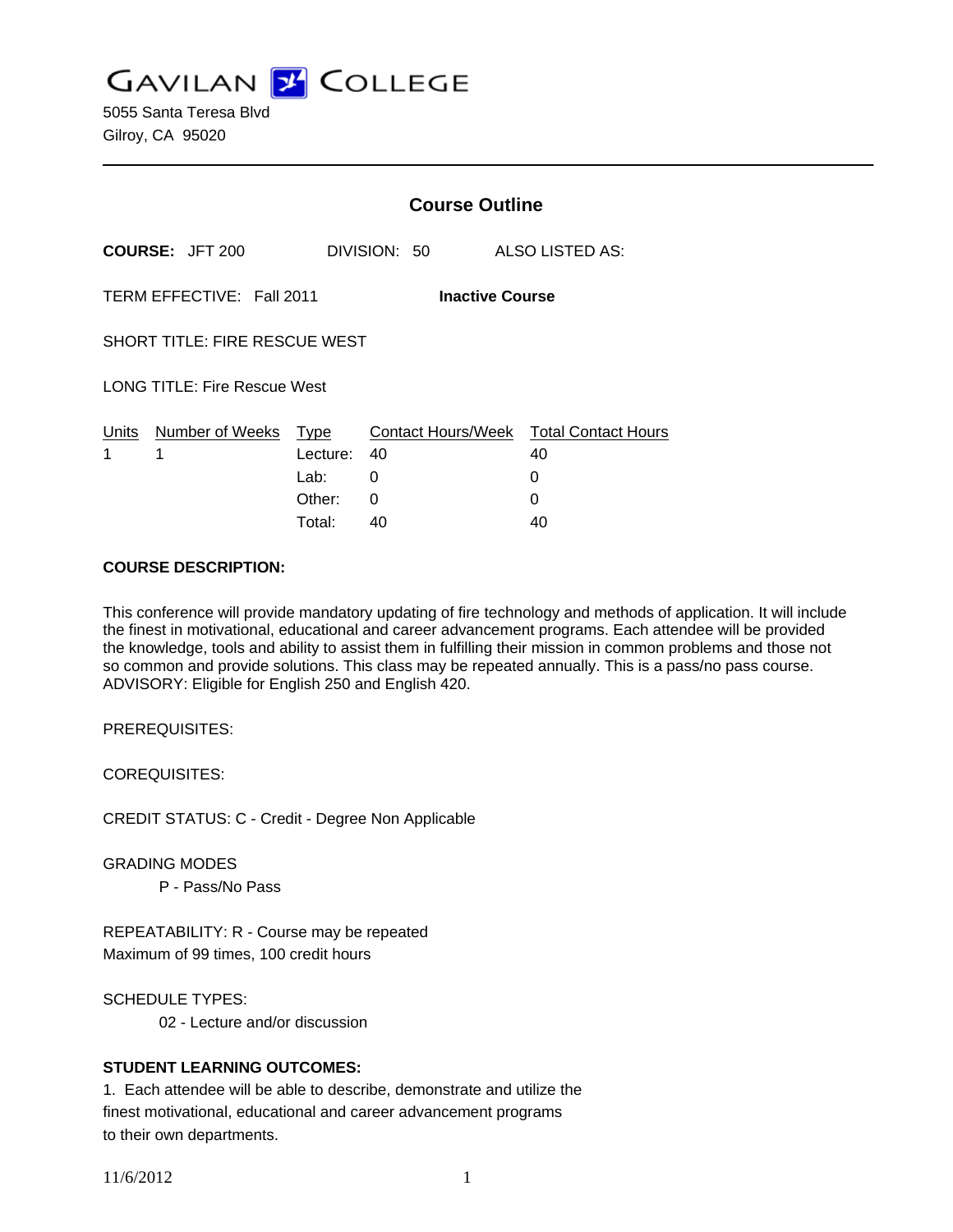# GAVILAN COLLEGE

5055 Santa Teresa Blvd
Gilroy, CA 95020

---

## Course Outline

**COURSE:** JFT 200 DIVISION: 50 ALSO LISTED AS:

TERM EFFECTIVE: Fall 2011 **Inactive Course**

SHORT TITLE: FIRE RESCUE WEST

LONG TITLE: Fire Rescue West

| Units | Number of Weeks | Type | Contact Hours/Week | Total Contact Hours |
|---|---|---|---|---|
| 1 | 1 | Lecture: | 40 | 40 |
| | | Lab: | 0 | 0 |
| | | Other: | 0 | 0 |
| | | Total: | 40 | 40 |

**COURSE DESCRIPTION:**

This conference will provide mandatory updating of fire technology and methods of application. It will include the finest in motivational, educational and career advancement programs. Each attendee will be provided the knowledge, tools and ability to assist them in fulfilling their mission in common problems and those not so common and provide solutions. This class may be repeated annually. This is a pass/no pass course. ADVISORY: Eligible for English 250 and English 420.

PREREQUISITES:

COREQUISITES:

CREDIT STATUS: C - Credit - Degree Non Applicable

GRADING MODES

P - Pass/No Pass

REPEATABILITY: R - Course may be repeated
Maximum of 99 times, 100 credit hours

SCHEDULE TYPES:

02 - Lecture and/or discussion

**STUDENT LEARNING OUTCOMES:**

1. Each attendee will be able to describe, demonstrate and utilize the finest motivational, educational and career advancement programs to their own departments.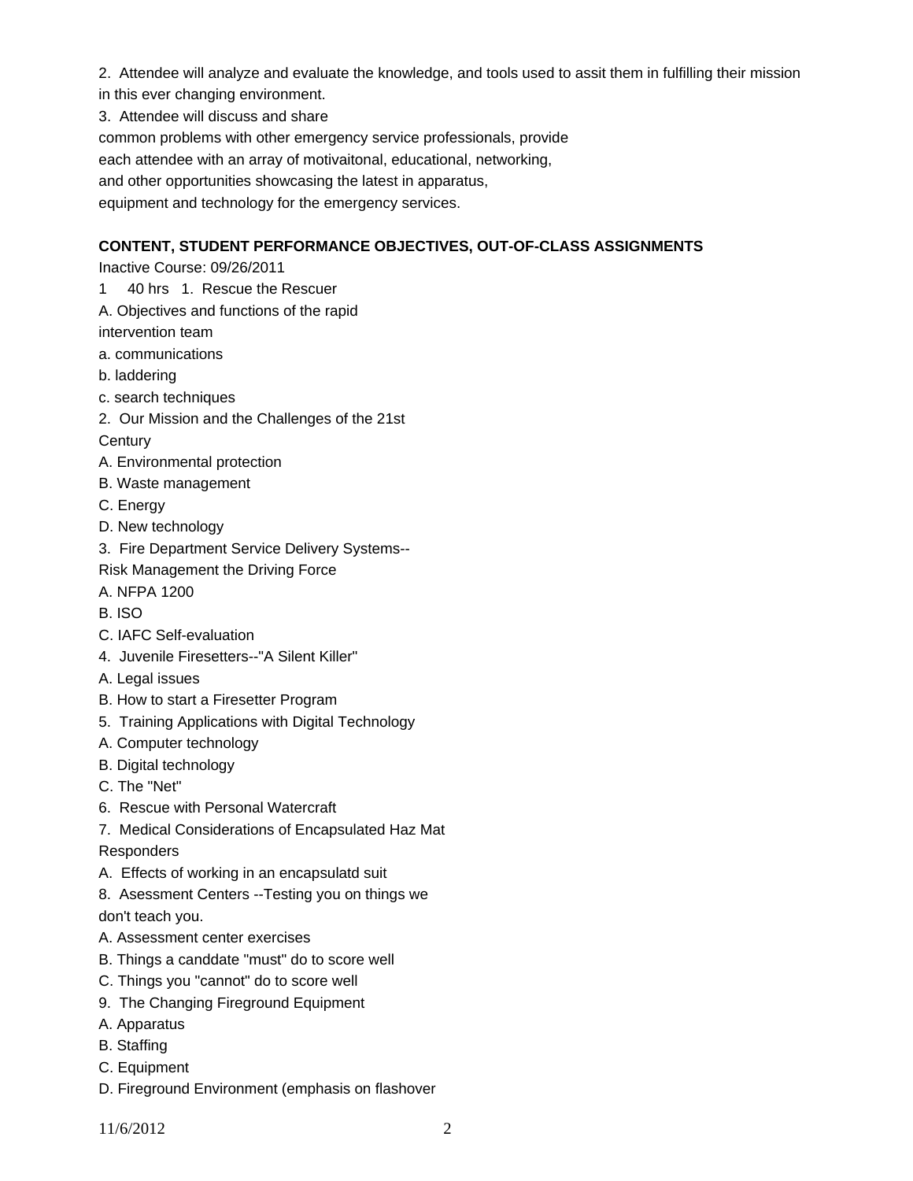2. Attendee will analyze and evaluate the knowledge, and tools used to assit them in fulfilling their mission in this ever changing environment.

3. Attendee will discuss and share common problems with other emergency service professionals, provide each attendee with an array of motivaitonal, educational, networking, and other opportunities showcasing the latest in apparatus, equipment and technology for the emergency services.

**CONTENT, STUDENT PERFORMANCE OBJECTIVES, OUT-OF-CLASS ASSIGNMENTS**

Inactive Course: 09/26/2011

1 40 hrs 1. Rescue the Rescuer

A. Objectives and functions of the rapid intervention team

a. communications

b. laddering

c. search techniques

2. Our Mission and the Challenges of the 21st Century

A. Environmental protection

B. Waste management

C. Energy

D. New technology

3. Fire Department Service Delivery Systems--Risk Management the Driving Force

A. NFPA 1200

B. ISO

C. IAFC Self-evaluation

4. Juvenile Firesetters--"A Silent Killer"

A. Legal issues

B. How to start a Firesetter Program

5. Training Applications with Digital Technology

A. Computer technology

B. Digital technology

C. The "Net"

6. Rescue with Personal Watercraft

7. Medical Considerations of Encapsulated Haz Mat Responders

A. Effects of working in an encapsulatd suit

8. Asessment Centers --Testing you on things we don't teach you.

A. Assessment center exercises

B. Things a canddate "must" do to score well

C. Things you "cannot" do to score well

9. The Changing Fireground Equipment

A. Apparatus

B. Staffing

C. Equipment

D. Fireground Environment (emphasis on flashover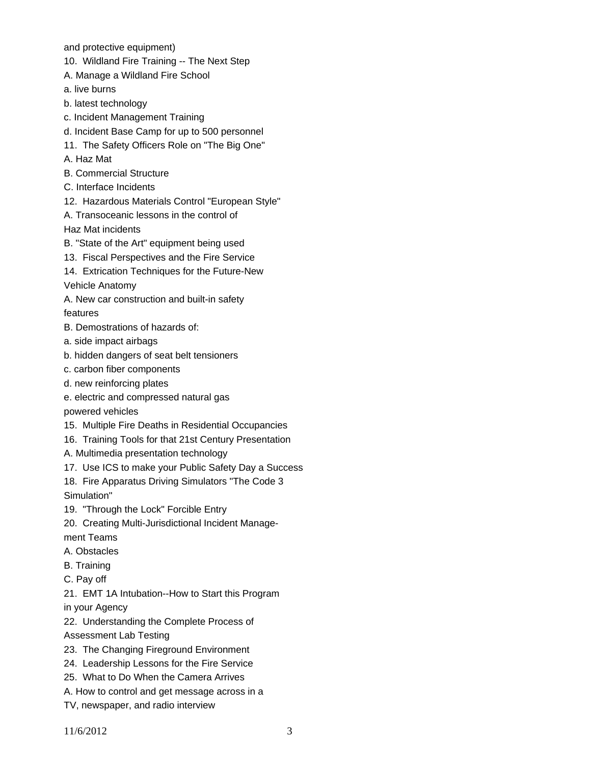and protective equipment)

10. Wildland Fire Training -- The Next Step

A. Manage a Wildland Fire School

a. live burns

b. latest technology

c. Incident Management Training

d. Incident Base Camp for up to 500 personnel

11. The Safety Officers Role on "The Big One"

A. Haz Mat

B. Commercial Structure

C. Interface Incidents

12. Hazardous Materials Control "European Style"

A. Transoceanic lessons in the control of
Haz Mat incidents

B. "State of the Art" equipment being used

13. Fiscal Perspectives and the Fire Service

14. Extrication Techniques for the Future-New
Vehicle Anatomy

A. New car construction and built-in safety
features

B. Demostrations of hazards of:

a. side impact airbags

b. hidden dangers of seat belt tensioners

c. carbon fiber components

d. new reinforcing plates

e. electric and compressed natural gas
powered vehicles

15. Multiple Fire Deaths in Residential Occupancies

16. Training Tools for that 21st Century Presentation

A. Multimedia presentation technology

17. Use ICS to make your Public Safety Day a Success

18. Fire Apparatus Driving Simulators "The Code 3
Simulation"

19. "Through the Lock" Forcible Entry

20. Creating Multi-Jurisdictional Incident Manage-
ment Teams

A. Obstacles

B. Training

C. Pay off

21. EMT 1A Intubation--How to Start this Program
in your Agency

22. Understanding the Complete Process of
Assessment Lab Testing

23. The Changing Fireground Environment

24. Leadership Lessons for the Fire Service

25. What to Do When the Camera Arrives

A. How to control and get message across in a
TV, newspaper, and radio interview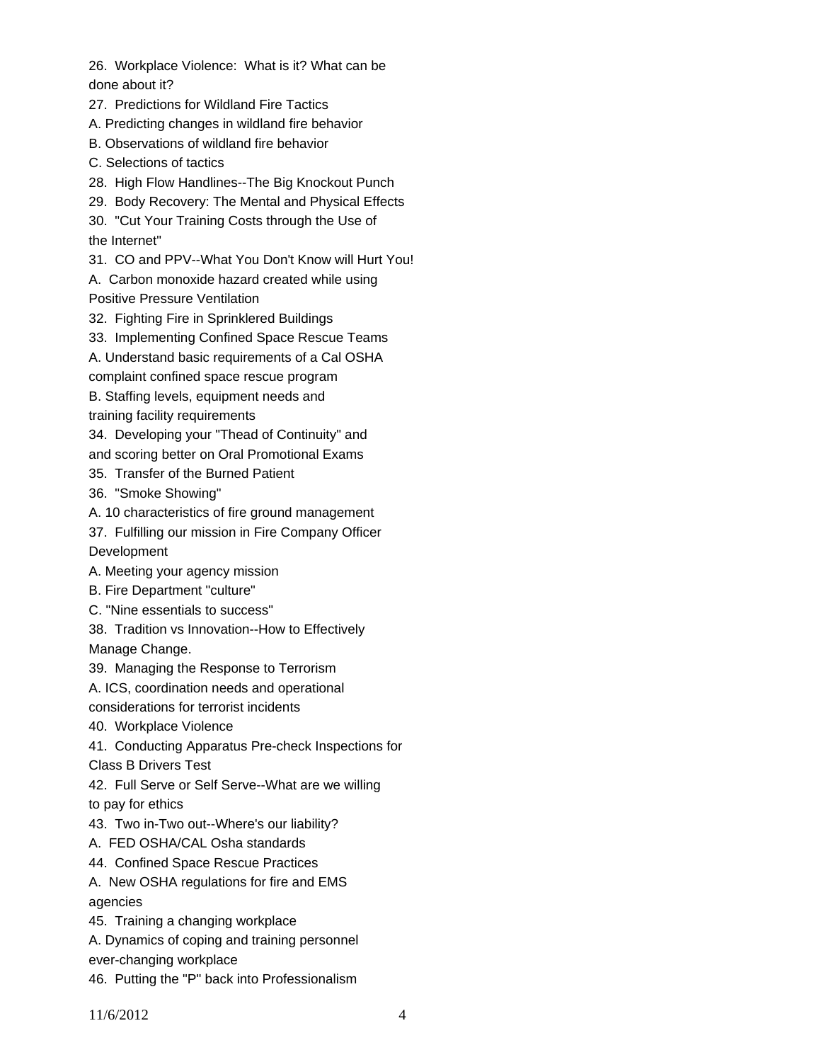26. Workplace Violence: What is it? What can be done about it?

27. Predictions for Wildland Fire Tactics

A. Predicting changes in wildland fire behavior

B. Observations of wildland fire behavior

C. Selections of tactics

28. High Flow Handlines--The Big Knockout Punch

29. Body Recovery: The Mental and Physical Effects

30. "Cut Your Training Costs through the Use of the Internet"

31. CO and PPV--What You Don't Know will Hurt You!

A. Carbon monoxide hazard created while using Positive Pressure Ventilation

32. Fighting Fire in Sprinklered Buildings

33. Implementing Confined Space Rescue Teams

A. Understand basic requirements of a Cal OSHA complaint confined space rescue program

B. Staffing levels, equipment needs and training facility requirements

34. Developing your "Thead of Continuity" and and scoring better on Oral Promotional Exams

35. Transfer of the Burned Patient

36. "Smoke Showing"

A. 10 characteristics of fire ground management

37. Fulfilling our mission in Fire Company Officer Development

A. Meeting your agency mission

B. Fire Department "culture"

C. "Nine essentials to success"

38. Tradition vs Innovation--How to Effectively Manage Change.

39. Managing the Response to Terrorism

A. ICS, coordination needs and operational considerations for terrorist incidents

40. Workplace Violence

41. Conducting Apparatus Pre-check Inspections for Class B Drivers Test

42. Full Serve or Self Serve--What are we willing to pay for ethics

43. Two in-Two out--Where's our liability?

A. FED OSHA/CAL Osha standards

44. Confined Space Rescue Practices

A. New OSHA regulations for fire and EMS agencies

45. Training a changing workplace

A. Dynamics of coping and training personnel ever-changing workplace

46. Putting the "P" back into Professionalism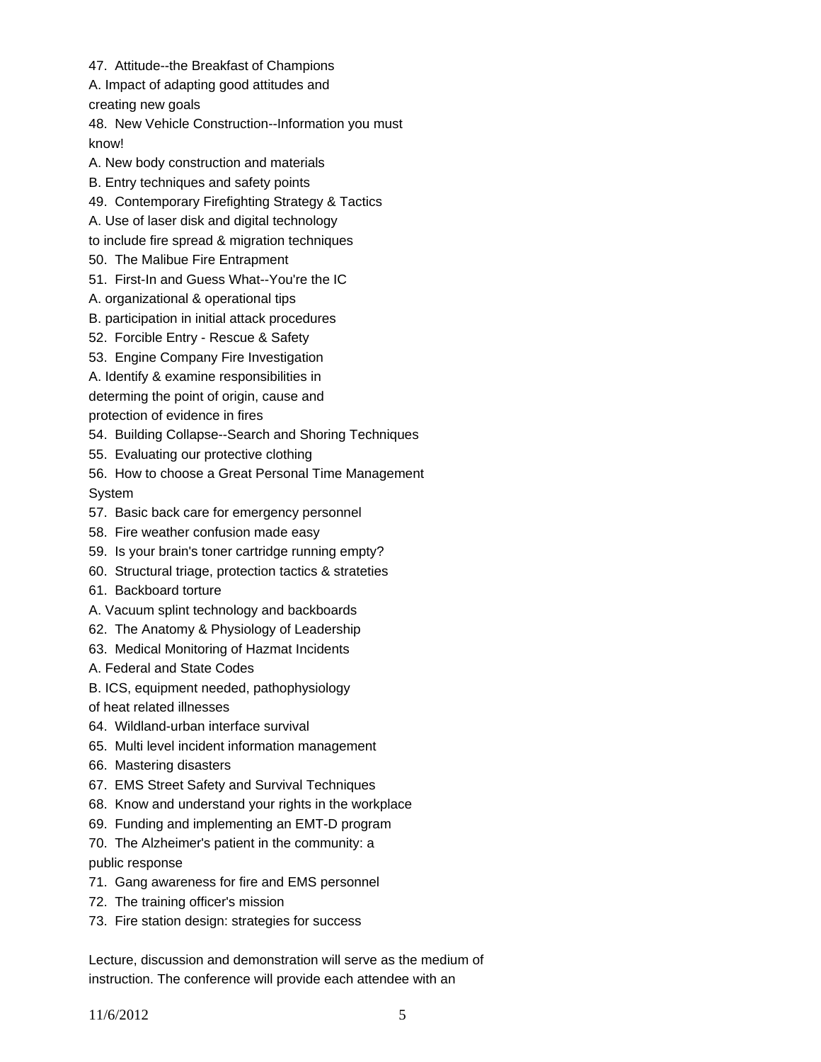47. Attitude--the Breakfast of Champions

A. Impact of adapting good attitudes and creating new goals

48. New Vehicle Construction--Information you must know!

A. New body construction and materials

B. Entry techniques and safety points

49. Contemporary Firefighting Strategy & Tactics

A. Use of laser disk and digital technology to include fire spread & migration techniques

50. The Malibue Fire Entrapment

51. First-In and Guess What--You're the IC

A. organizational & operational tips

B. participation in initial attack procedures

52. Forcible Entry - Rescue & Safety

53. Engine Company Fire Investigation

A. Identify & examine responsibilities in determing the point of origin, cause and protection of evidence in fires

54. Building Collapse--Search and Shoring Techniques

55. Evaluating our protective clothing

56. How to choose a Great Personal Time Management System

57. Basic back care for emergency personnel

58. Fire weather confusion made easy

59. Is your brain's toner cartridge running empty?

60. Structural triage, protection tactics & strateties

61. Backboard torture

A. Vacuum splint technology and backboards

62. The Anatomy & Physiology of Leadership

63. Medical Monitoring of Hazmat Incidents

A. Federal and State Codes

B. ICS, equipment needed, pathophysiology of heat related illnesses

64. Wildland-urban interface survival

65. Multi level incident information management

66. Mastering disasters

67. EMS Street Safety and Survival Techniques

68. Know and understand your rights in the workplace

69. Funding and implementing an EMT-D program

70. The Alzheimer's patient in the community: a public response

71. Gang awareness for fire and EMS personnel

72. The training officer's mission

73. Fire station design: strategies for success

Lecture, discussion and demonstration will serve as the medium of instruction. The conference will provide each attendee with an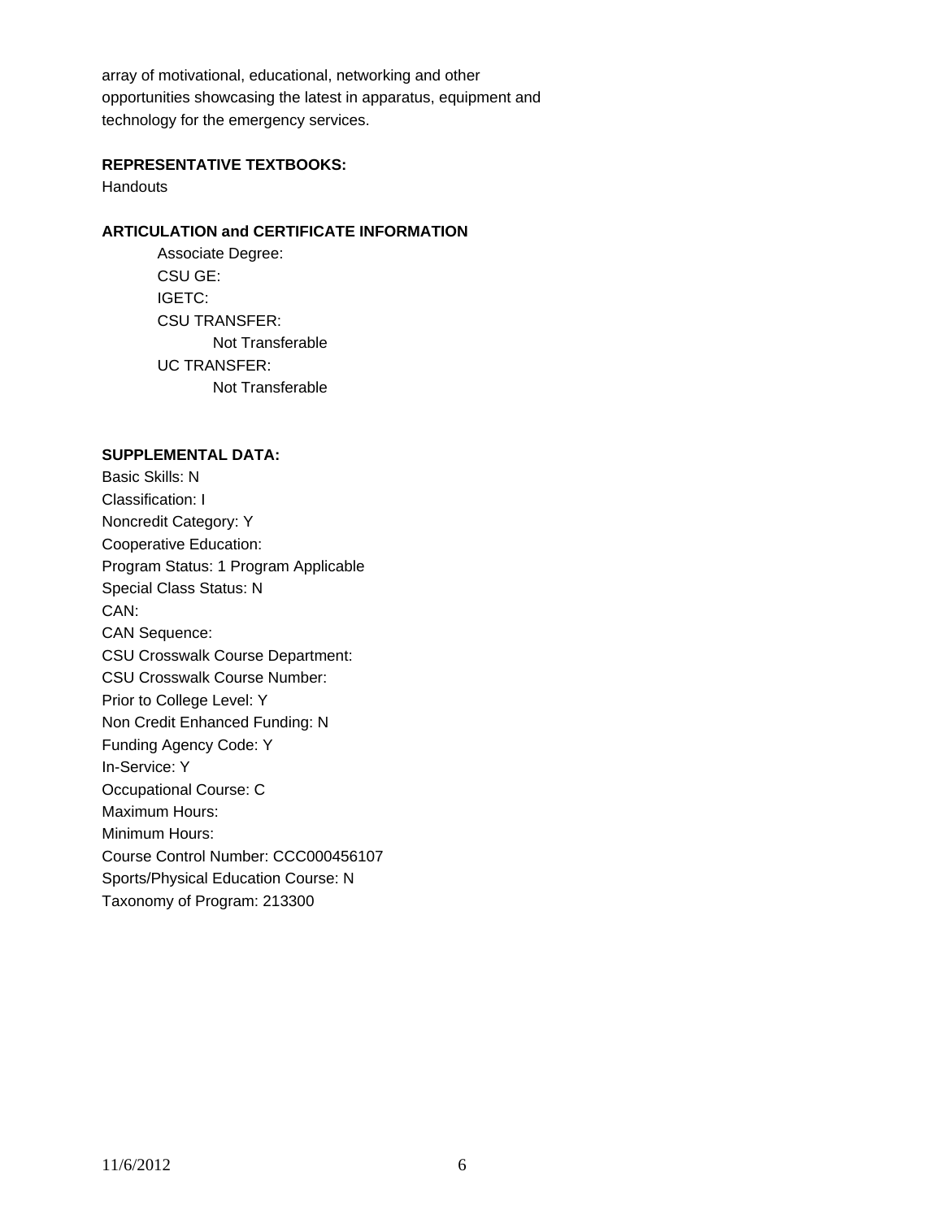array of motivational, educational, networking and other opportunities showcasing the latest in apparatus, equipment and technology for the emergency services.

**REPRESENTATIVE TEXTBOOKS:**

Handouts

**ARTICULATION and CERTIFICATE INFORMATION**

Associate Degree:
CSU GE:
IGETC:
CSU TRANSFER:
    Not Transferable
UC TRANSFER:
    Not Transferable

**SUPPLEMENTAL DATA:**

Basic Skills: N
Classification: I
Noncredit Category: Y
Cooperative Education:
Program Status: 1 Program Applicable
Special Class Status: N
CAN:
CAN Sequence:
CSU Crosswalk Course Department:
CSU Crosswalk Course Number:
Prior to College Level: Y
Non Credit Enhanced Funding: N
Funding Agency Code: Y
In-Service: Y
Occupational Course: C
Maximum Hours:
Minimum Hours:
Course Control Number: CCC000456107
Sports/Physical Education Course: N
Taxonomy of Program: 213300